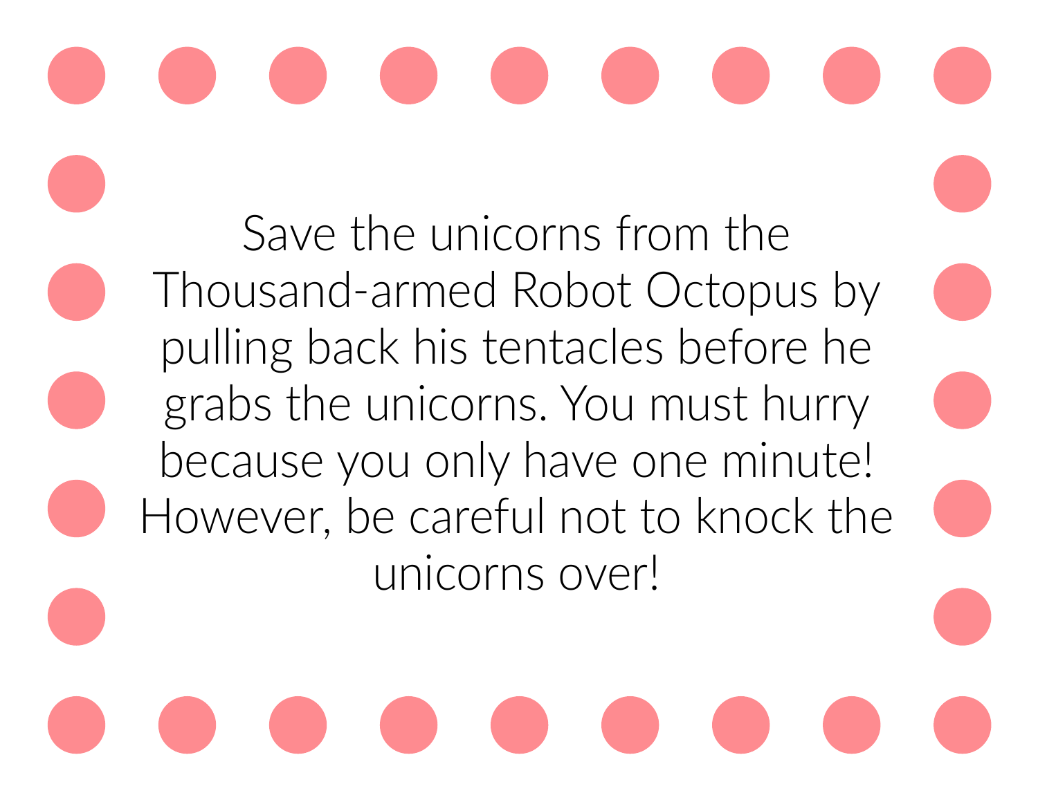Save the unicorns from the Thousand-armed Robot Octopus by pulling back his tentacles before he grabs the unicorns. You must hurry because you only have one minute! However, be careful not to knock the unicorns over!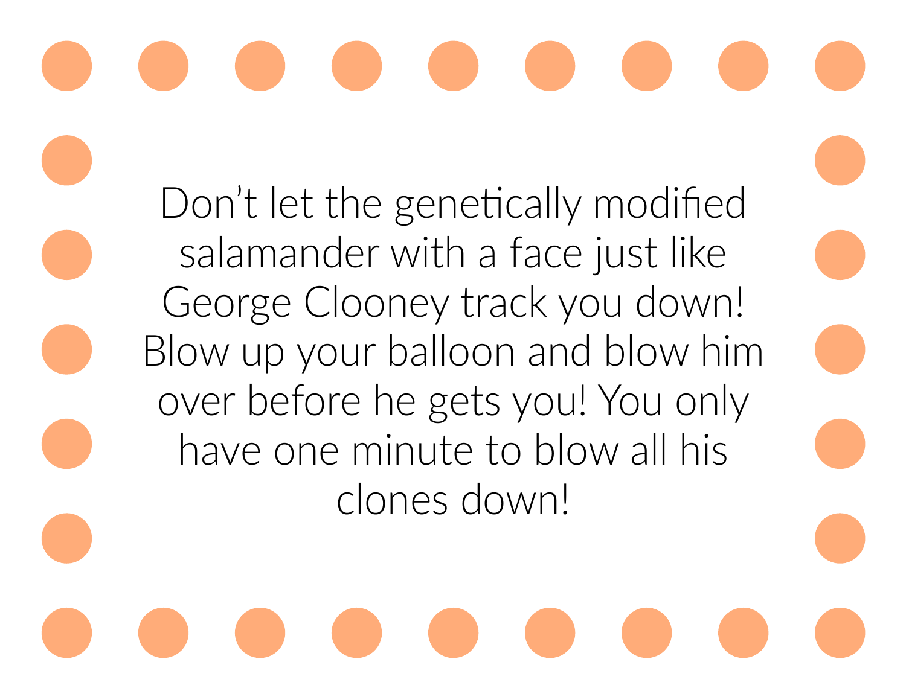Don't let the genetically modified salamander with a face just like George Clooney track you down! Blow up your balloon and blow him over before he gets you! You only have one minute to blow all his clones down!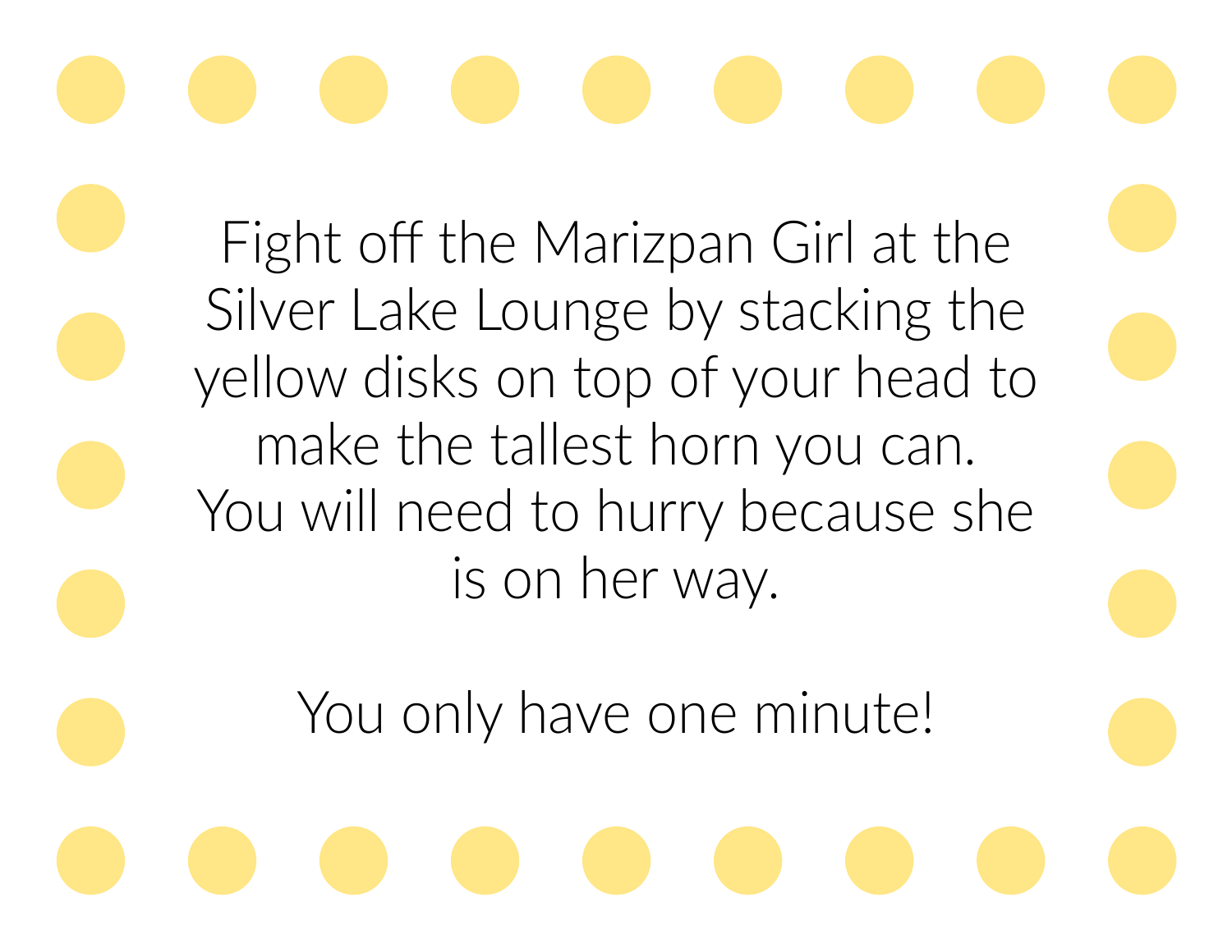Fight off the Marizpan Girl at the Silver Lake Lounge by stacking the yellow disks on top of your head to make the tallest horn you can. You will need to hurry because she is on her way.

You only have one minute!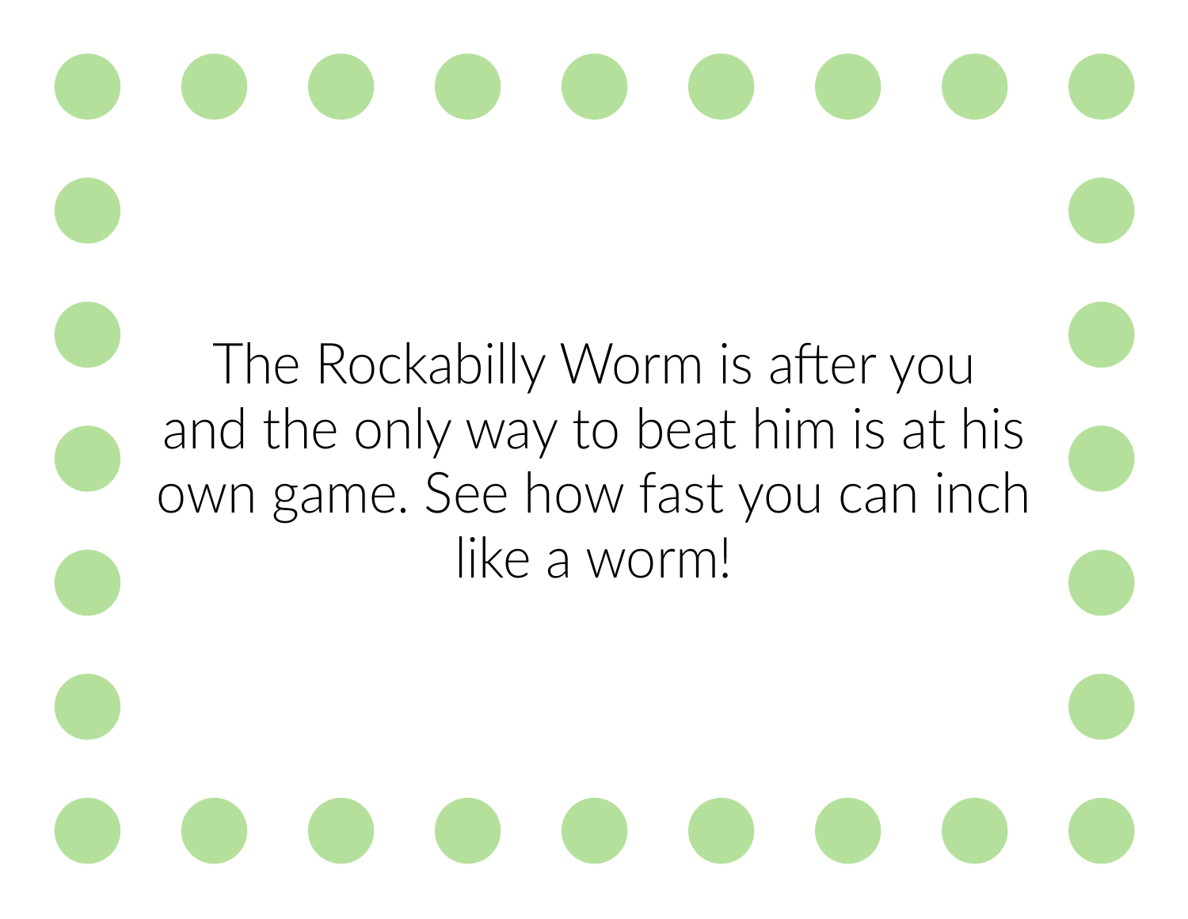The Rockabilly Worm is after you and the only way to beat him is at his own game. See how fast you can inch like a worm!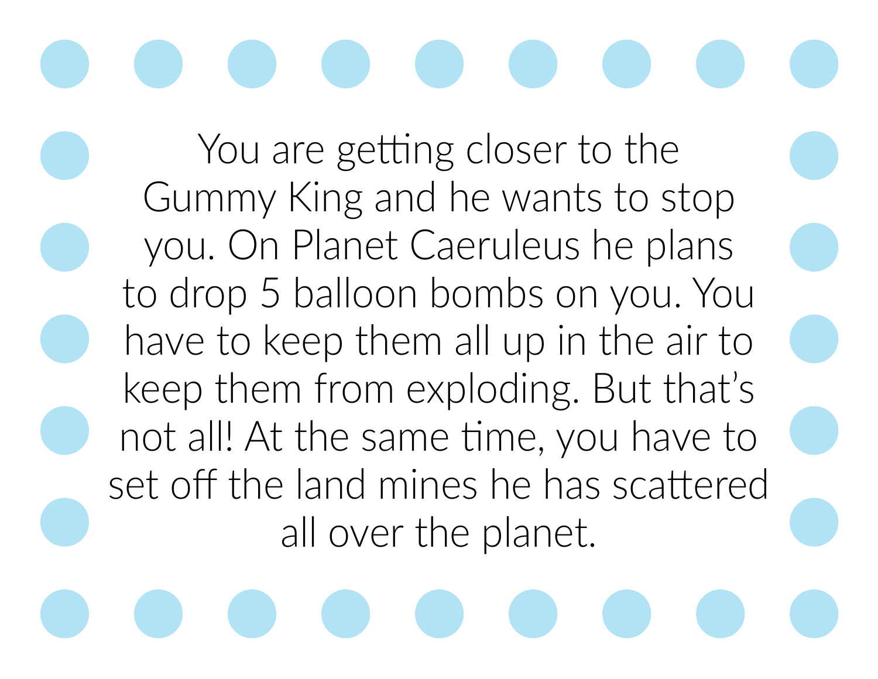You are getting closer to the Gummy King and he wants to stop you. On Planet Caeruleus he plans to drop 5 balloon bombs on you. You have to keep them all up in the air to keep them from exploding. But that's not all! At the same time, you have to set off the land mines he has scattered all over the planet.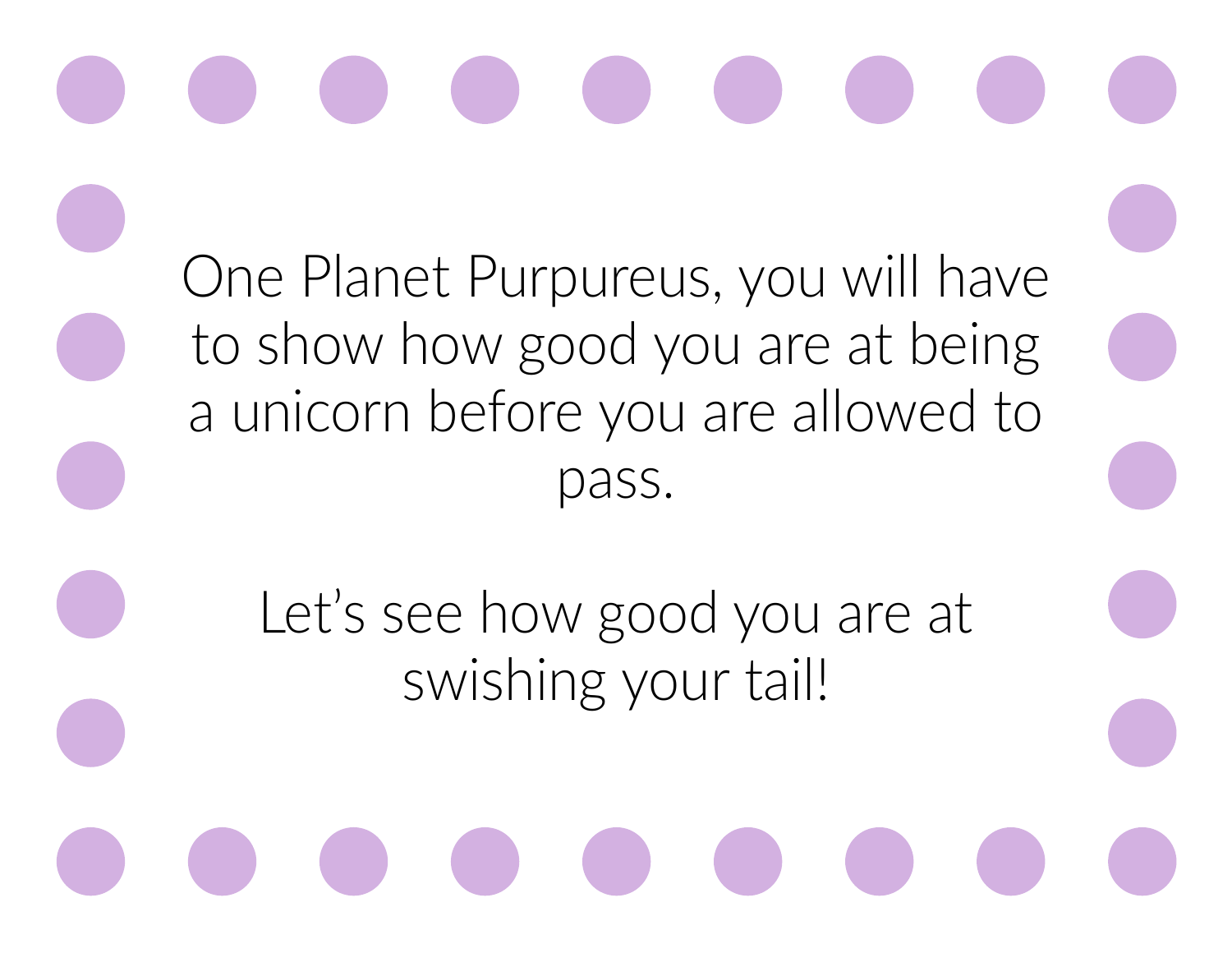One Planet Purpureus, you will have to show how good you are at being a unicorn before you are allowed to pass.

Let's see how good you are at swishing your tail!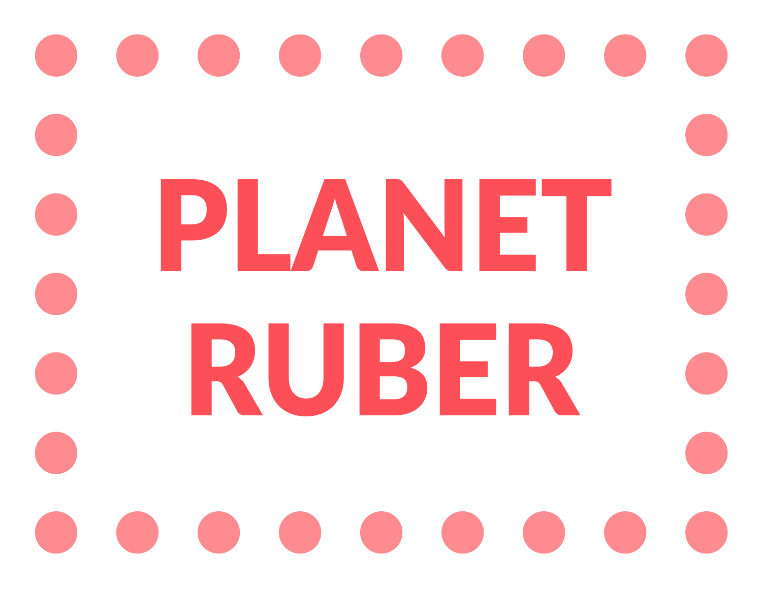# PLANET RUBER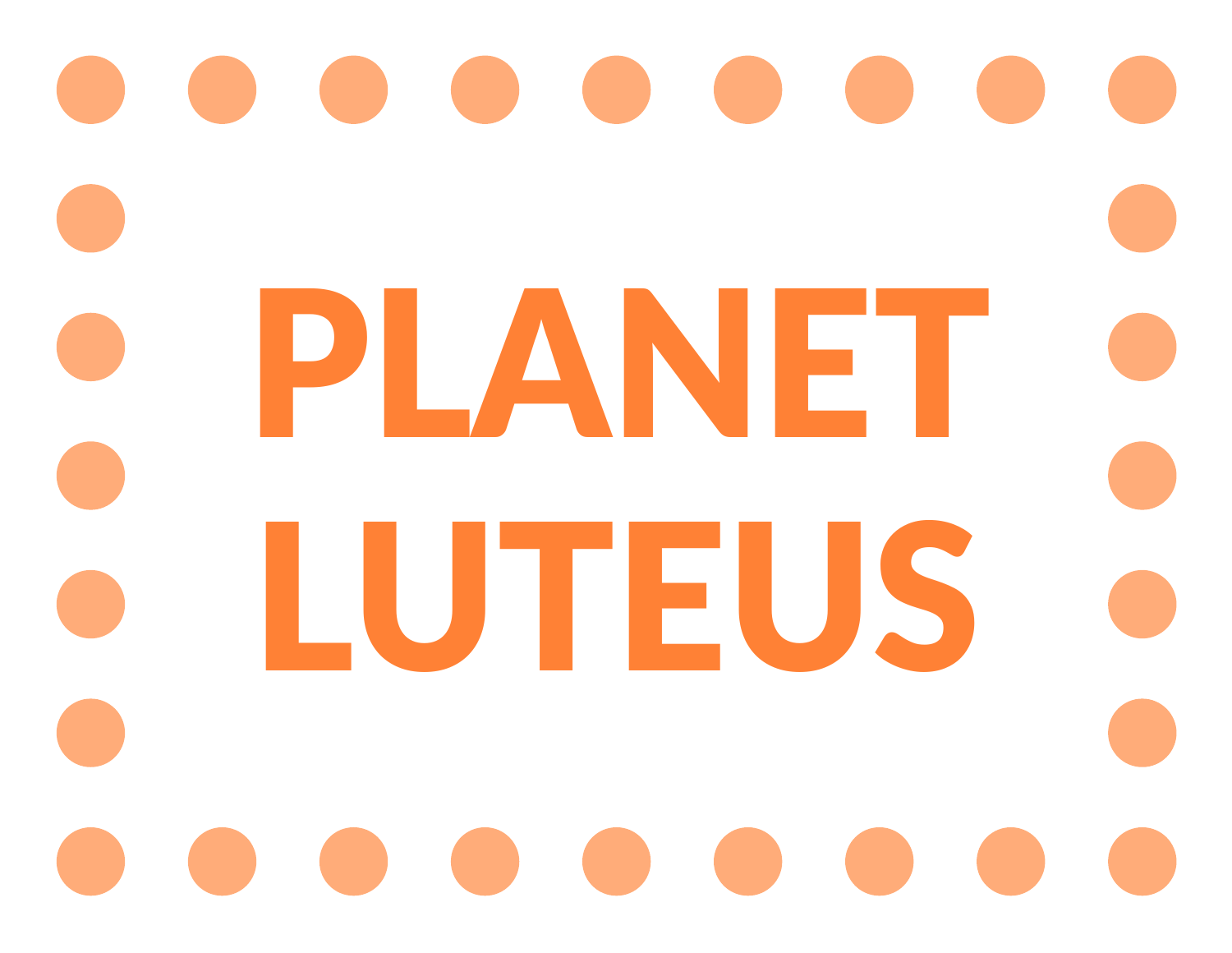# PLANET LUTEUS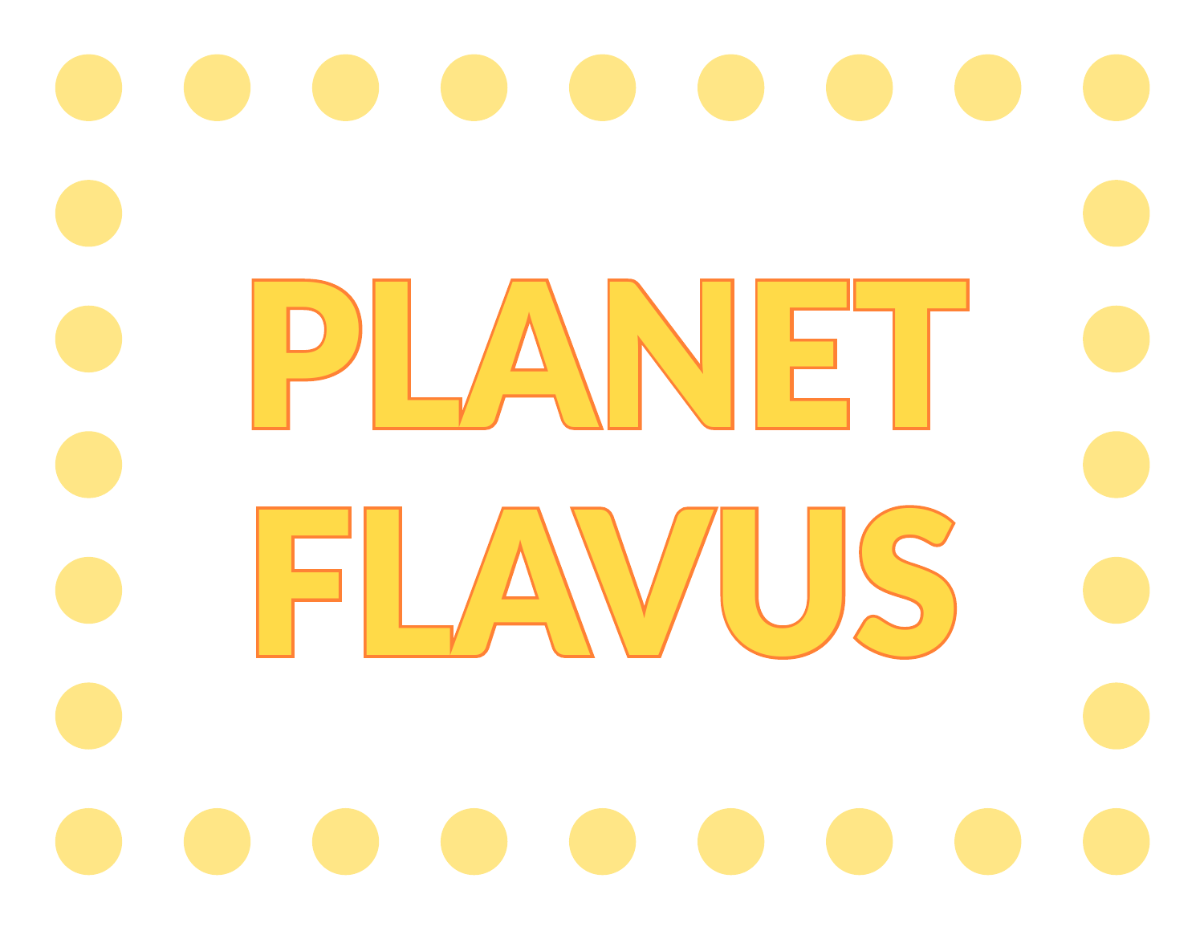# PLANET FLAVUS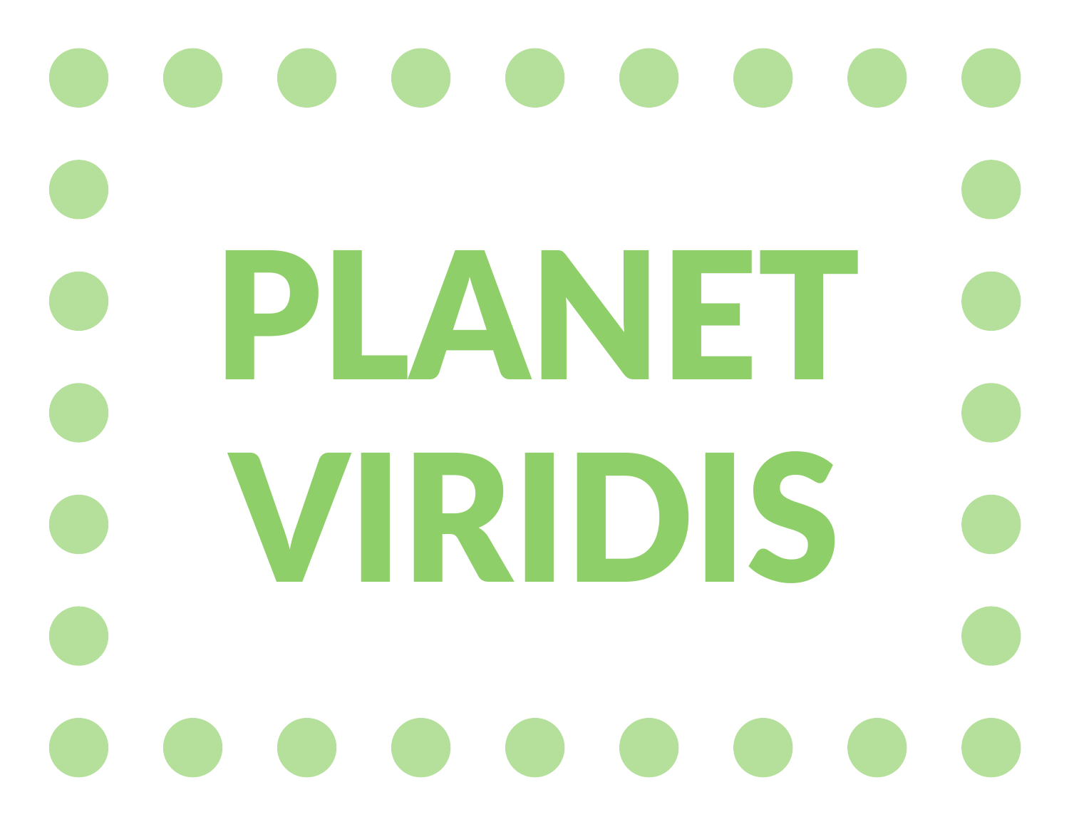# PLANET VIRIDIS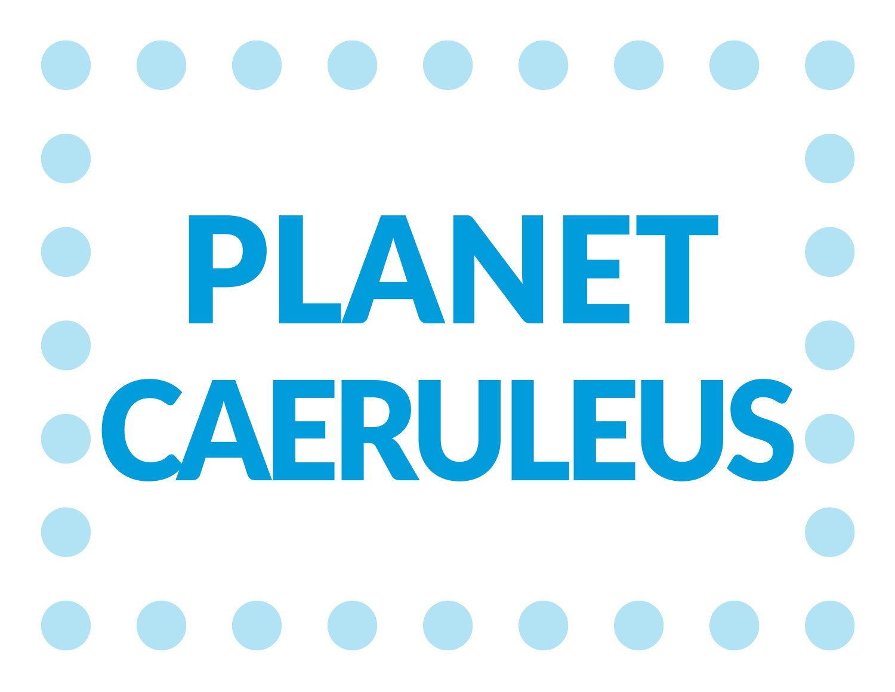# PLANET CAERULEUS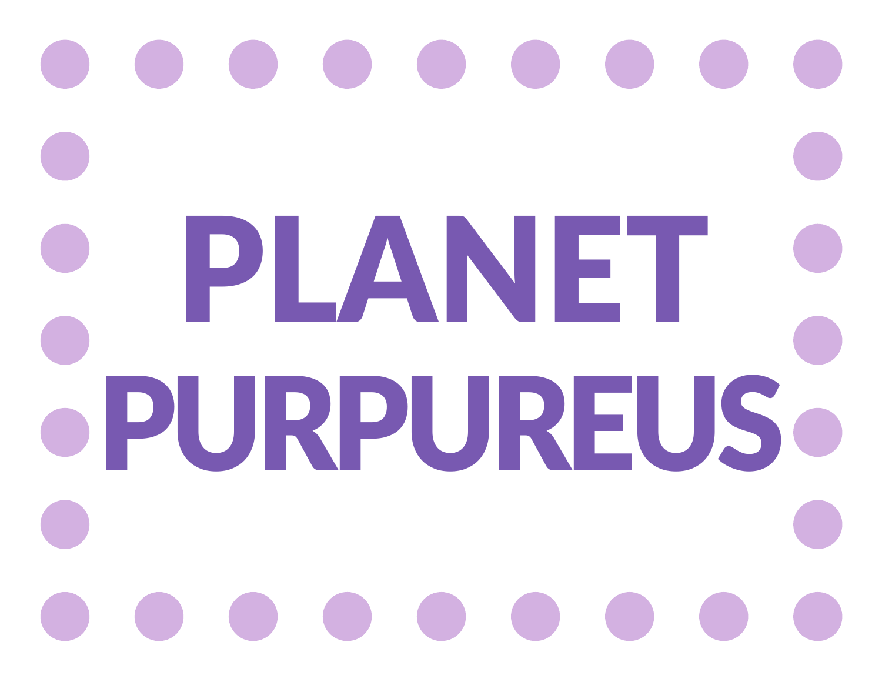# PLANET PURPUREUS